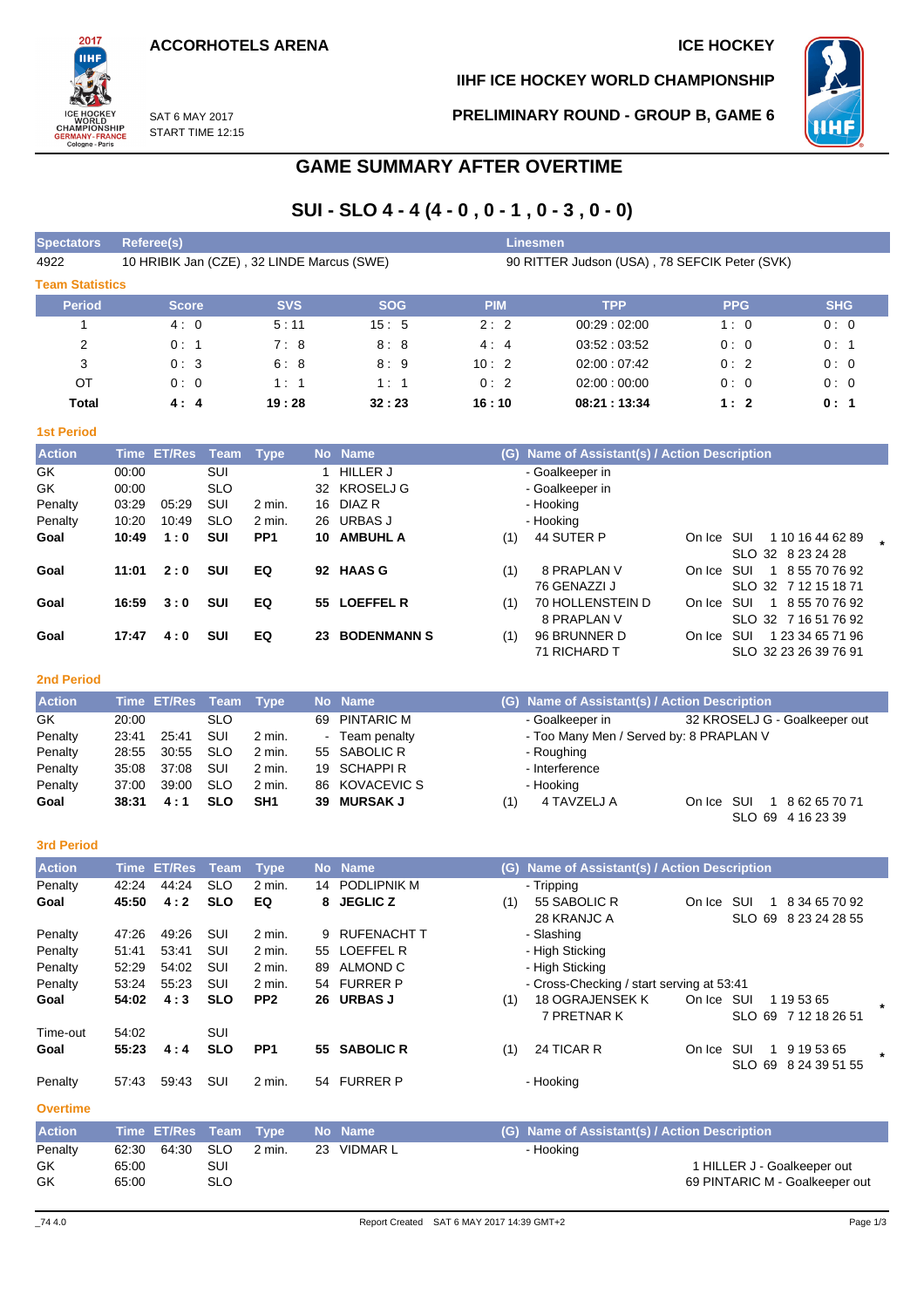ACCORHOTELS ARENA

ICE HOCKEY

IIHF ICE HOCKEY WORLD CHAMPIONSHIP

SAT 6 MAY 2017
START TIME 12:15

PRELIMINARY ROUND - GROUP B, GAME 6

# GAME SUMMARY AFTER OVERTIME

## SUI - SLO 4 - 4 (4 - 0 , 0 - 1 , 0 - 3 , 0 - 0)

| Spectators | Referee(s) | Linesmen |
|---|---|---|
| 4922 | 10 HRIBIK Jan (CZE) , 32 LINDE Marcus (SWE) | 90 RITTER Judson (USA) , 78 SEFCIK Peter (SVK) |

### Team Statistics

| Period | Score | SVS | SOG | PIM | TPP | PPG | SHG |
|---|---|---|---|---|---|---|---|
| 1 | 4 : 0 | 5 : 11 | 15 : 5 | 2 : 2 | 00:29 : 02:00 | 1 : 0 | 0 : 0 |
| 2 | 0 : 1 | 7 : 8 | 8 : 8 | 4 : 4 | 03:52 : 03:52 | 0 : 0 | 0 : 1 |
| 3 | 0 : 3 | 6 : 8 | 8 : 9 | 10 : 2 | 02:00 : 07:42 | 0 : 2 | 0 : 0 |
| OT | 0 : 0 | 1 : 1 | 1 : 1 | 0 : 2 | 02:00 : 00:00 | 0 : 0 | 0 : 0 |
| **Total** | **4 : 4** | **19 : 28** | **32 : 23** | **16 : 10** | **08:21 : 13:34** | **1 : 2** | **0 : 1** |

### 1st Period

| Action | Time | ET/Res | Team | Type | No | Name | (G) | Name of Assistant(s) / Action Description | On Ice |
|---|---|---|---|---|---|---|---|---|---|
| GK | 00:00 | | SUI | | 1 | HILLER J | | - Goalkeeper in | |
| GK | 00:00 | | SLO | | 32 | KROSELJ G | | - Goalkeeper in | |
| Penalty | 03:29 | 05:29 | SUI | 2 min. | 16 | DIAZ R | | - Hooking | |
| Penalty | 10:20 | 10:49 | SLO | 2 min. | 26 | URBAS J | | - Hooking | |
| **Goal** | **10:49** | **1 : 0** | **SUI** | **PP1** | **10** | **AMBUHL A** | (1) | 44 SUTER P | SUI 1 10 16 44 62 89 / SLO 32 8 23 24 28 * |
| **Goal** | **11:01** | **2 : 0** | **SUI** | **EQ** | **92** | **HAAS G** | (1) | 8 PRAPLAN V, 76 GENAZZI J | SUI 1 8 55 70 76 92 / SLO 32 7 12 15 18 71 |
| **Goal** | **16:59** | **3 : 0** | **SUI** | **EQ** | **55** | **LOEFFEL R** | (1) | 70 HOLLENSTEIN D, 8 PRAPLAN V | SUI 1 8 55 70 76 92 / SLO 32 7 16 51 76 92 |
| **Goal** | **17:47** | **4 : 0** | **SUI** | **EQ** | **23** | **BODENMANN S** | (1) | 96 BRUNNER D, 71 RICHARD T | SUI 1 23 34 65 71 96 / SLO 32 23 26 39 76 91 |

### 2nd Period

| Action | Time | ET/Res | Team | Type | No | Name | (G) | Name of Assistant(s) / Action Description | On Ice |
|---|---|---|---|---|---|---|---|---|---|
| GK | 20:00 | | SLO | | 69 | PINTARIC M | | - Goalkeeper in | 32 KROSELJ G - Goalkeeper out |
| Penalty | 23:41 | 25:41 | SUI | 2 min. | - | Team penalty | | - Too Many Men / Served by: 8 PRAPLAN V | |
| Penalty | 28:55 | 30:55 | SLO | 2 min. | 55 | SABOLIC R | | - Roughing | |
| Penalty | 35:08 | 37:08 | SUI | 2 min. | 19 | SCHAPPI R | | - Interference | |
| Penalty | 37:00 | 39:00 | SLO | 2 min. | 86 | KOVACEVIC S | | - Hooking | |
| **Goal** | **38:31** | **4 : 1** | **SLO** | **SH1** | **39** | **MURSAK J** | (1) | 4 TAVZELJ A | SUI 1 8 62 65 70 71 / SLO 69 4 16 23 39 |

### 3rd Period

| Action | Time | ET/Res | Team | Type | No | Name | (G) | Name of Assistant(s) / Action Description | On Ice |
|---|---|---|---|---|---|---|---|---|---|
| Penalty | 42:24 | 44:24 | SLO | 2 min. | 14 | PODLIPNIK M | | - Tripping | |
| **Goal** | **45:50** | **4 : 2** | **SLO** | **EQ** | **8** | **JEGLIC Z** | (1) | 55 SABOLIC R, 28 KRANJC A | SUI 1 8 34 65 70 92 / SLO 69 8 23 24 28 55 |
| Penalty | 47:26 | 49:26 | SUI | 2 min. | 9 | RUFENACHT T | | - Slashing | |
| Penalty | 51:41 | 53:41 | SUI | 2 min. | 55 | LOEFFEL R | | - High Sticking | |
| Penalty | 52:29 | 54:02 | SUI | 2 min. | 89 | ALMOND C | | - High Sticking | |
| Penalty | 53:24 | 55:23 | SUI | 2 min. | 54 | FURRER P | | - Cross-Checking / start serving at 53:41 | |
| **Goal** | **54:02** | **4 : 3** | **SLO** | **PP2** | **26** | **URBAS J** | (1) | 18 OGRAJENSEK K, 7 PRETNAR K | SUI 1 19 53 65 / SLO 69 7 12 18 26 51 * |
| Time-out | 54:02 | | SUI | | | | | | |
| **Goal** | **55:23** | **4 : 4** | **SLO** | **PP1** | **55** | **SABOLIC R** | (1) | 24 TICAR R | SUI 1 9 19 53 65 / SLO 69 8 24 39 51 55 * |
| Penalty | 57:43 | 59:43 | SUI | 2 min. | 54 | FURRER P | | - Hooking | |

### Overtime

| Action | Time | ET/Res | Team | Type | No | Name | (G) | Name of Assistant(s) / Action Description | On Ice |
|---|---|---|---|---|---|---|---|---|---|
| Penalty | 62:30 | 64:30 | SLO | 2 min. | 23 | VIDMAR L | | - Hooking | |
| GK | 65:00 | | SUI | | | | | | 1 HILLER J - Goalkeeper out |
| GK | 65:00 | | SLO | | | | | | 69 PINTARIC M - Goalkeeper out |

_74 4.0 Report Created SAT 6 MAY 2017 14:39 GMT+2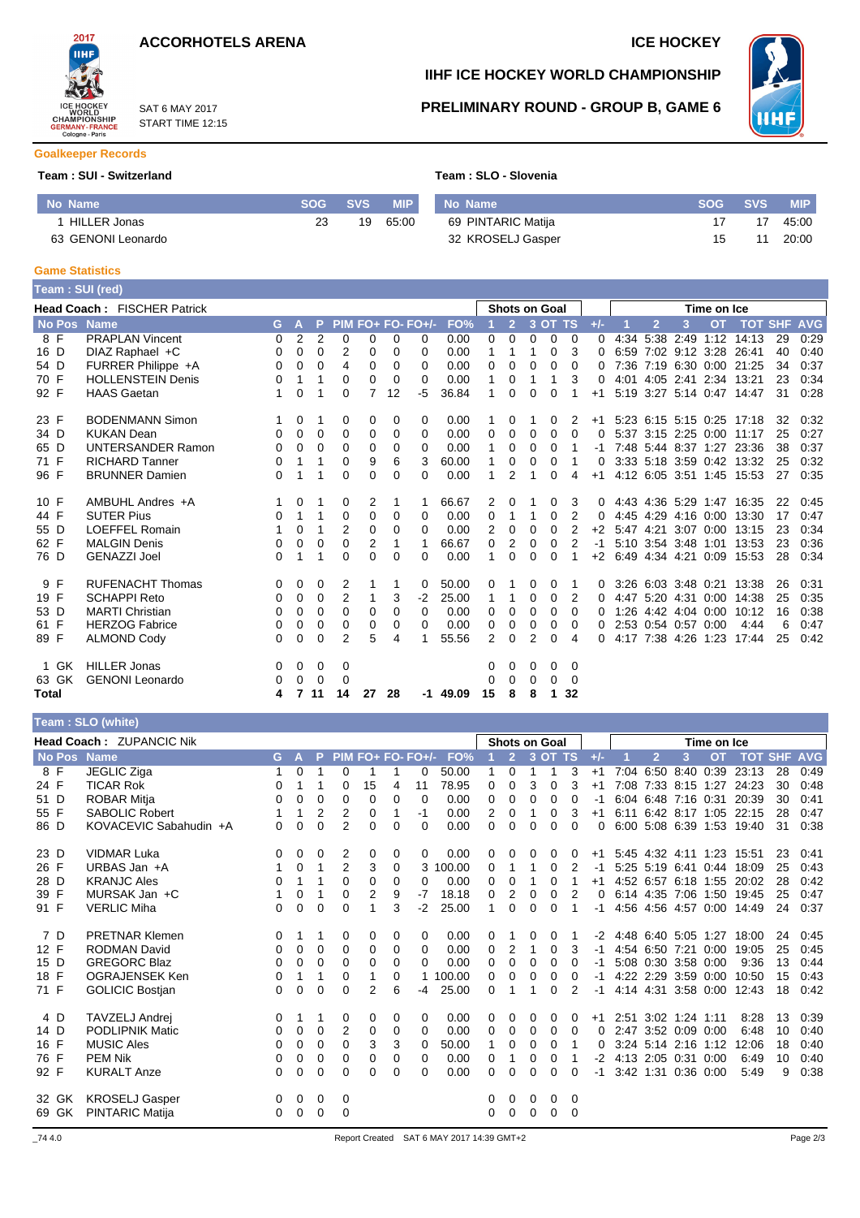# IIHF ICE HOCKEY WORLD CHAMPIONSHIP

## PRELIMINARY ROUND - GROUP B, GAME 6

ACCORHOTELS ARENA — ICE HOCKEY

SAT 6 MAY 2017
START TIME 12:15

### Goalkeeper Records

**Team : SUI - Switzerland**

| No | Name | SOG | SVS | MIP |
|---|---|---|---|---|
| 1 | HILLER Jonas | 23 | 19 | 65:00 |
| 63 | GENONI Leonardo | | | |

**Team : SLO - Slovenia**

| No | Name | SOG | SVS | MIP |
|---|---|---|---|---|
| 69 | PINTARIC Matija | 17 | 17 | 45:00 |
| 32 | KROSELJ Gasper | 15 | 11 | 20:00 |

### Game Statistics

**Team : SUI (red)**

Head Coach : FISCHER Patrick

| No | Pos | Name | G | A | P | PIM | FO+ | FO- | FO+/- | FO% | SoG 1 | SoG 2 | SoG 3 | SoG OT | SoG TS | +/- | TOI 1 | TOI 2 | TOI 3 | TOI OT | TOI TOT | SHF | AVG |
|---|---|---|---|---|---|---|---|---|---|---|---|---|---|---|---|---|---|---|---|---|---|---|---|
| 8 | F | PRAPLAN Vincent | 0 | 2 | 2 | 0 | 0 | 0 | 0 | 0.00 | 0 | 0 | 0 | 0 | 0 | 0 | 4:34 | 5:38 | 2:49 | 1:12 | 14:13 | 29 | 0:29 |
| 16 | D | DIAZ Raphael +C | 0 | 0 | 0 | 2 | 0 | 0 | 0 | 0.00 | 1 | 1 | 1 | 0 | 3 | 0 | 6:59 | 7:02 | 9:12 | 3:28 | 26:41 | 40 | 0:40 |
| 54 | D | FURRER Philippe +A | 0 | 0 | 0 | 4 | 0 | 0 | 0 | 0.00 | 0 | 0 | 0 | 0 | 0 | 0 | 7:36 | 7:19 | 6:30 | 0:00 | 21:25 | 34 | 0:37 |
| 70 | F | HOLLENSTEIN Denis | 0 | 1 | 1 | 0 | 0 | 0 | 0 | 0.00 | 1 | 0 | 1 | 1 | 3 | 0 | 4:01 | 4:05 | 2:41 | 2:34 | 13:21 | 23 | 0:34 |
| 92 | F | HAAS Gaetan | 1 | 0 | 1 | 0 | 7 | 12 | -5 | 36.84 | 1 | 0 | 0 | 0 | 1 | +1 | 5:19 | 3:27 | 5:14 | 0:47 | 14:47 | 31 | 0:28 |
| 23 | F | BODENMANN Simon | 1 | 0 | 1 | 0 | 0 | 0 | 0 | 0.00 | 1 | 0 | 1 | 0 | 2 | +1 | 5:23 | 6:15 | 5:15 | 0:25 | 17:18 | 32 | 0:32 |
| 34 | D | KUKAN Dean | 0 | 0 | 0 | 0 | 0 | 0 | 0 | 0.00 | 0 | 0 | 0 | 0 | 0 | 0 | 5:37 | 3:15 | 2:25 | 0:00 | 11:17 | 25 | 0:27 |
| 65 | D | UNTERSANDER Ramon | 0 | 0 | 0 | 0 | 0 | 0 | 0 | 0.00 | 1 | 0 | 0 | 0 | 1 | -1 | 7:48 | 5:44 | 8:37 | 1:27 | 23:36 | 38 | 0:37 |
| 71 | F | RICHARD Tanner | 0 | 1 | 1 | 0 | 9 | 6 | 3 | 60.00 | 1 | 0 | 0 | 0 | 1 | 0 | 3:33 | 5:18 | 3:59 | 0:42 | 13:32 | 25 | 0:32 |
| 96 | F | BRUNNER Damien | 0 | 1 | 1 | 0 | 0 | 0 | 0 | 0.00 | 1 | 2 | 1 | 0 | 4 | +1 | 4:12 | 6:05 | 3:51 | 1:45 | 15:53 | 27 | 0:35 |
| 10 | F | AMBUHL Andres +A | 1 | 0 | 1 | 0 | 2 | 1 | 1 | 66.67 | 2 | 0 | 1 | 0 | 3 | 0 | 4:43 | 4:36 | 5:29 | 1:47 | 16:35 | 22 | 0:45 |
| 44 | F | SUTER Pius | 0 | 1 | 1 | 0 | 0 | 0 | 0 | 0.00 | 0 | 1 | 1 | 0 | 2 | 0 | 4:45 | 4:29 | 4:16 | 0:00 | 13:30 | 17 | 0:47 |
| 55 | D | LOEFFEL Romain | 1 | 0 | 1 | 2 | 0 | 0 | 0 | 0.00 | 2 | 0 | 0 | 0 | 2 | +2 | 5:47 | 4:21 | 3:07 | 0:00 | 13:15 | 23 | 0:34 |
| 62 | F | MALGIN Denis | 0 | 0 | 0 | 0 | 2 | 1 | 1 | 66.67 | 0 | 2 | 0 | 0 | 2 | -1 | 5:10 | 3:54 | 3:48 | 1:01 | 13:53 | 23 | 0:36 |
| 76 | D | GENAZZI Joel | 0 | 1 | 1 | 0 | 0 | 0 | 0 | 0.00 | 1 | 0 | 0 | 0 | 1 | +2 | 6:49 | 4:34 | 4:21 | 0:09 | 15:53 | 28 | 0:34 |
| 9 | F | RUFENACHT Thomas | 0 | 0 | 0 | 2 | 1 | 1 | 0 | 50.00 | 0 | 1 | 0 | 0 | 1 | 0 | 3:26 | 6:03 | 3:48 | 0:21 | 13:38 | 26 | 0:31 |
| 19 | F | SCHAPPI Reto | 0 | 0 | 0 | 2 | 1 | 3 | -2 | 25.00 | 1 | 1 | 0 | 0 | 2 | 0 | 4:47 | 5:20 | 4:31 | 0:00 | 14:38 | 25 | 0:35 |
| 53 | D | MARTI Christian | 0 | 0 | 0 | 0 | 0 | 0 | 0 | 0.00 | 0 | 0 | 0 | 0 | 0 | 0 | 1:26 | 4:42 | 4:04 | 0:00 | 10:12 | 16 | 0:38 |
| 61 | F | HERZOG Fabrice | 0 | 0 | 0 | 0 | 0 | 0 | 0 | 0.00 | 0 | 0 | 0 | 0 | 0 | 0 | 2:53 | 0:54 | 0:57 | 0:00 | 4:44 | 6 | 0:47 |
| 89 | F | ALMOND Cody | 0 | 0 | 0 | 2 | 5 | 4 | 1 | 55.56 | 2 | 0 | 2 | 0 | 4 | 0 | 4:17 | 7:38 | 4:26 | 1:23 | 17:44 | 25 | 0:42 |
| 1 | GK | HILLER Jonas | 0 | 0 | 0 | 0 | | | | | 0 | 0 | 0 | 0 | 0 | | | | | | | | |
| 63 | GK | GENONI Leonardo | 0 | 0 | 0 | 0 | | | | | 0 | 0 | 0 | 0 | 0 | | | | | | | | |
| Total | | | 4 | 7 | 11 | 14 | 27 | 28 | -1 | 49.09 | 15 | 8 | 8 | 1 | 32 | | | | | | | | |

**Team : SLO (white)**

Head Coach : ZUPANCIC Nik

| No | Pos | Name | G | A | P | PIM | FO+ | FO- | FO+/- | FO% | SoG 1 | SoG 2 | SoG 3 | SoG OT | SoG TS | +/- | TOI 1 | TOI 2 | TOI 3 | TOI OT | TOI TOT | SHF | AVG |
|---|---|---|---|---|---|---|---|---|---|---|---|---|---|---|---|---|---|---|---|---|---|---|---|
| 8 | F | JEGLIC Ziga | 1 | 0 | 1 | 0 | 1 | 1 | 0 | 50.00 | 1 | 0 | 1 | 1 | 3 | +1 | 7:04 | 6:50 | 8:40 | 0:39 | 23:13 | 28 | 0:49 |
| 24 | F | TICAR Rok | 0 | 1 | 1 | 0 | 15 | 4 | 11 | 78.95 | 0 | 0 | 3 | 0 | 3 | +1 | 7:08 | 7:33 | 8:15 | 1:27 | 24:23 | 30 | 0:48 |
| 51 | D | ROBAR Mitja | 0 | 0 | 0 | 0 | 0 | 0 | 0 | 0.00 | 0 | 0 | 0 | 0 | 0 | -1 | 6:04 | 6:48 | 7:16 | 0:31 | 20:39 | 30 | 0:41 |
| 55 | F | SABOLIC Robert | 1 | 1 | 2 | 2 | 0 | 1 | -1 | 0.00 | 2 | 0 | 1 | 0 | 3 | +1 | 6:11 | 6:42 | 8:17 | 1:05 | 22:15 | 28 | 0:47 |
| 86 | D | KOVACEVIC Sabahudin +A | 0 | 0 | 0 | 2 | 0 | 0 | 0 | 0.00 | 0 | 0 | 0 | 0 | 0 | 0 | 6:00 | 5:08 | 6:39 | 1:53 | 19:40 | 31 | 0:38 |
| 23 | D | VIDMAR Luka | 0 | 0 | 0 | 2 | 0 | 0 | 0 | 0.00 | 0 | 0 | 0 | 0 | 0 | +1 | 5:45 | 4:32 | 4:11 | 1:23 | 15:51 | 23 | 0:41 |
| 26 | F | URBAS Jan +A | 1 | 0 | 1 | 2 | 3 | 0 | 3 | 100.00 | 0 | 1 | 1 | 0 | 2 | -1 | 5:25 | 5:19 | 6:41 | 0:44 | 18:09 | 25 | 0:43 |
| 28 | D | KRANJC Ales | 0 | 1 | 1 | 0 | 0 | 0 | 0 | 0.00 | 0 | 0 | 1 | 0 | 1 | +1 | 4:52 | 6:57 | 6:18 | 1:55 | 20:02 | 28 | 0:42 |
| 39 | F | MURSAK Jan +C | 1 | 0 | 1 | 0 | 2 | 9 | -7 | 18.18 | 0 | 2 | 0 | 0 | 2 | 0 | 6:14 | 4:35 | 7:06 | 1:50 | 19:45 | 25 | 0:47 |
| 91 | F | VERLIC Miha | 0 | 0 | 0 | 0 | 1 | 3 | -2 | 25.00 | 1 | 0 | 0 | 0 | 1 | -1 | 4:56 | 4:56 | 4:57 | 0:00 | 14:49 | 24 | 0:37 |
| 7 | D | PRETNAR Klemen | 0 | 1 | 1 | 0 | 0 | 0 | 0 | 0.00 | 0 | 1 | 0 | 0 | 1 | -2 | 4:48 | 6:40 | 5:05 | 1:27 | 18:00 | 24 | 0:45 |
| 12 | F | RODMAN David | 0 | 0 | 0 | 0 | 0 | 0 | 0 | 0.00 | 0 | 2 | 1 | 0 | 3 | -1 | 4:54 | 6:50 | 7:21 | 0:00 | 19:05 | 25 | 0:45 |
| 15 | D | GREGORC Blaz | 0 | 0 | 0 | 0 | 0 | 0 | 0 | 0.00 | 0 | 0 | 0 | 0 | 0 | -1 | 5:08 | 0:30 | 3:58 | 0:00 | 9:36 | 13 | 0:44 |
| 18 | F | OGRAJENSEK Ken | 0 | 1 | 1 | 0 | 1 | 0 | 1 | 100.00 | 0 | 0 | 0 | 0 | 0 | -1 | 4:22 | 2:29 | 3:59 | 0:00 | 10:50 | 15 | 0:43 |
| 71 | F | GOLICIC Bostjan | 0 | 0 | 0 | 0 | 2 | 6 | -4 | 25.00 | 0 | 1 | 1 | 0 | 2 | -1 | 4:14 | 4:31 | 3:58 | 0:00 | 12:43 | 18 | 0:42 |
| 4 | D | TAVZELJ Andrej | 0 | 1 | 1 | 0 | 0 | 0 | 0 | 0.00 | 0 | 0 | 0 | 0 | 0 | +1 | 2:51 | 3:02 | 1:24 | 1:11 | 8:28 | 13 | 0:39 |
| 14 | D | PODLIPNIK Matic | 0 | 0 | 0 | 2 | 0 | 0 | 0 | 0.00 | 0 | 0 | 0 | 0 | 0 | 0 | 2:47 | 3:52 | 0:09 | 0:00 | 6:48 | 10 | 0:40 |
| 16 | F | MUSIC Ales | 0 | 0 | 0 | 0 | 3 | 3 | 0 | 50.00 | 1 | 0 | 0 | 0 | 1 | 0 | 3:24 | 5:14 | 2:16 | 1:12 | 12:06 | 18 | 0:40 |
| 76 | F | PEM Nik | 0 | 0 | 0 | 0 | 0 | 0 | 0 | 0.00 | 0 | 1 | 0 | 0 | 1 | -2 | 4:13 | 2:05 | 0:31 | 0:00 | 6:49 | 10 | 0:40 |
| 92 | F | KURALT Anze | 0 | 0 | 0 | 0 | 0 | 0 | 0 | 0.00 | 0 | 0 | 0 | 0 | 0 | -1 | 3:42 | 1:31 | 0:36 | 0:00 | 5:49 | 9 | 0:38 |
| 32 | GK | KROSELJ Gasper | 0 | 0 | 0 | 0 | | | | | 0 | 0 | 0 | 0 | 0 | | | | | | | | |
| 69 | GK | PINTARIC Matija | 0 | 0 | 0 | 0 | | | | | 0 | 0 | 0 | 0 | 0 | | | | | | | | |

_74 4.0 — Report Created SAT 6 MAY 2017 14:39 GMT+2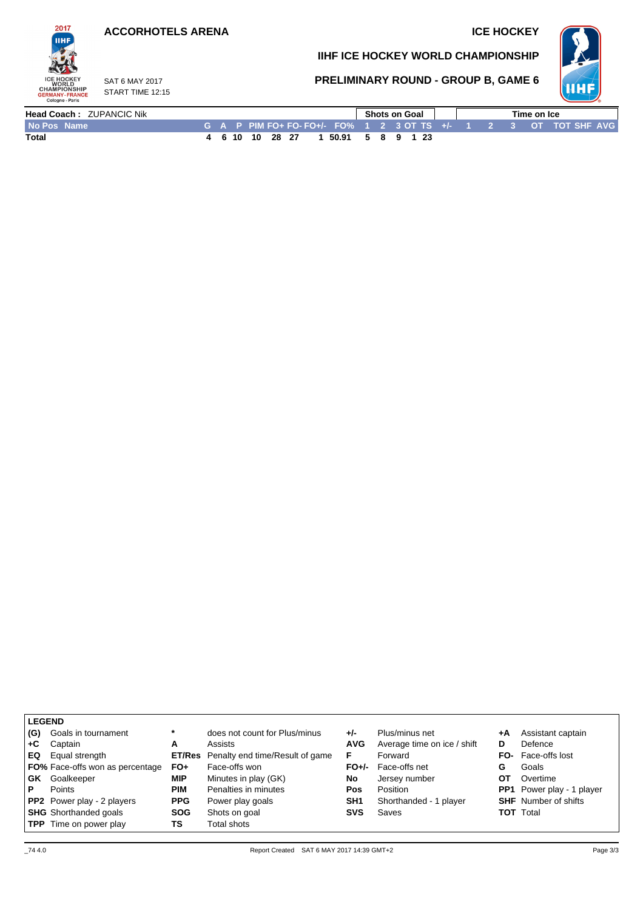**ACCORHOTELS ARENA**

**ICE HOCKEY**

**IIHF ICE HOCKEY WORLD CHAMPIONSHIP**

SAT 6 MAY 2017
START TIME 12:15

**PRELIMINARY ROUND - GROUP B, GAME 6**

**Head Coach :** ZUPANCIC Nik

| No | Pos | Name | G | A | P | PIM | FO+ | FO- | FO+/- | FO% | Shots on Goal 1 | 2 | 3 | OT | TS | +/- | Time on Ice 1 | 2 | 3 | OT | TOT | SHF | AVG |
|---|---|---|---|---|---|---|---|---|---|---|---|---|---|---|---|---|---|---|---|---|---|---|---|
| **Total** | | | 4 | 6 | 10 | 10 | 28 | 27 | 1 | 50.91 | 5 | 8 | 9 | | 1 23 | | | | | | | | |

**LEGEND**

| | | | | | | | |
|---|---|---|---|---|---|---|---|
| (G) | Goals in tournament | * | does not count for Plus/minus | +/- | Plus/minus net | +A | Assistant captain |
| +C | Captain | A | Assists | AVG | Average time on ice / shift | D | Defence |
| EQ | Equal strength | ET/Res | Penalty end time/Result of game | F | Forward | FO- | Face-offs lost |
| FO% | Face-offs won as percentage | FO+ | Face-offs won | FO+/- | Face-offs net | G | Goals |
| GK | Goalkeeper | MIP | Minutes in play (GK) | No | Jersey number | OT | Overtime |
| P | Points | PIM | Penalties in minutes | Pos | Position | PP1 | Power play - 1 player |
| PP2 | Power play - 2 players | PPG | Power play goals | SH1 | Shorthanded - 1 player | SHF | Number of shifts |
| SHG | Shorthanded goals | SOG | Shots on goal | SVS | Saves | TOT | Total |
| TPP | Time on power play | TS | Total shots | | | | |

_74 4.0

Report Created SAT 6 MAY 2017 14:39 GMT+2